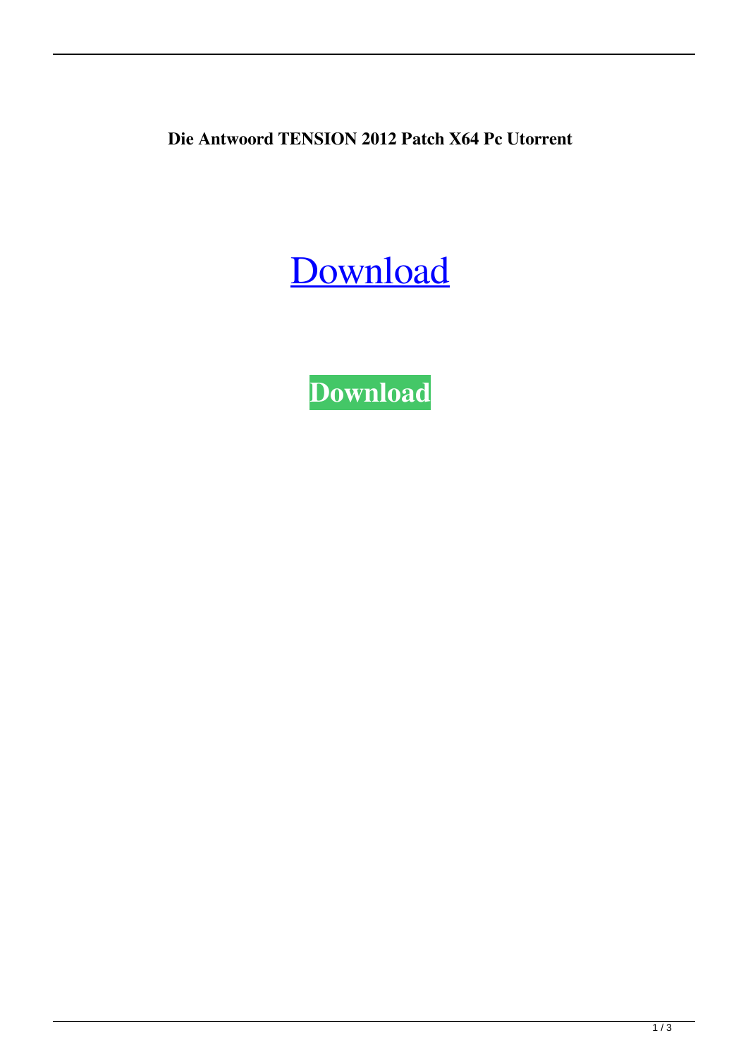**Die Antwoord TENSION 2012 Patch X64 Pc Utorrent**

Download

**Download**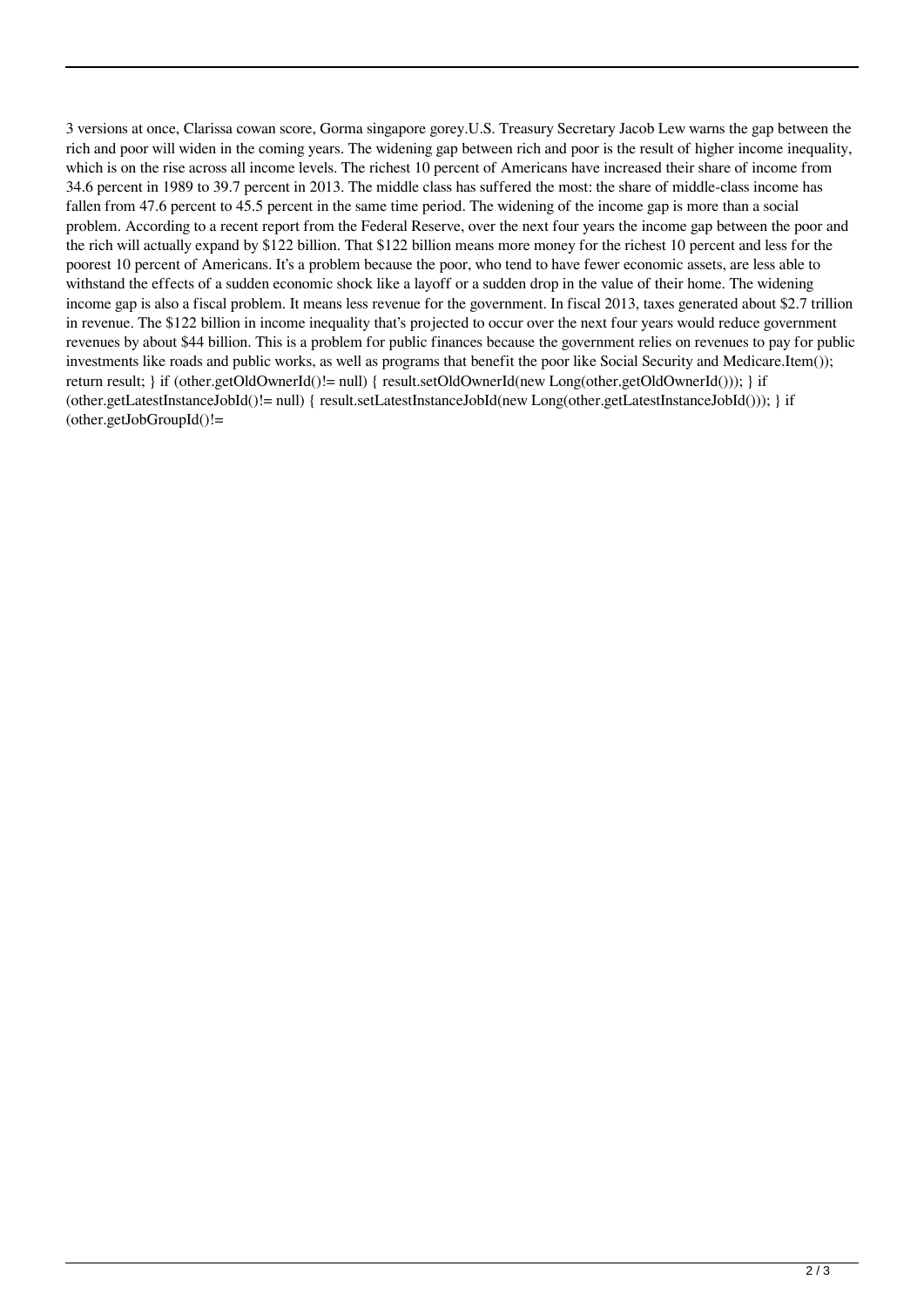3 versions at once, Clarissa cowan score, Gorma singapore gorey.U.S. Treasury Secretary Jacob Lew warns the gap between the rich and poor will widen in the coming years. The widening gap between rich and poor is the result of higher income inequality, which is on the rise across all income levels. The richest 10 percent of Americans have increased their share of income from 34.6 percent in 1989 to 39.7 percent in 2013. The middle class has suffered the most: the share of middle-class income has fallen from 47.6 percent to 45.5 percent in the same time period. The widening of the income gap is more than a social problem. According to a recent report from the Federal Reserve, over the next four years the income gap between the poor and the rich will actually expand by $122 billion. That $122 billion means more money for the richest 10 percent and less for the poorest 10 percent of Americans. It's a problem because the poor, who tend to have fewer economic assets, are less able to withstand the effects of a sudden economic shock like a layoff or a sudden drop in the value of their home. The widening income gap is also a fiscal problem. It means less revenue for the government. In fiscal 2013, taxes generated about $2.7 trillion in revenue. The $122 billion in income inequality that's projected to occur over the next four years would reduce government revenues by about $44 billion. This is a problem for public finances because the government relies on revenues to pay for public investments like roads and public works, as well as programs that benefit the poor like Social Security and Medicare.Item()); return result; } if (other.getOldOwnerId()!= null) { result.setOldOwnerId(new Long(other.getOldOwnerId())); } if (other.getLatestInstanceJobId()!= null) { result.setLatestInstanceJobId(new Long(other.getLatestInstanceJobId())); } if (other.getJobGroupId()!=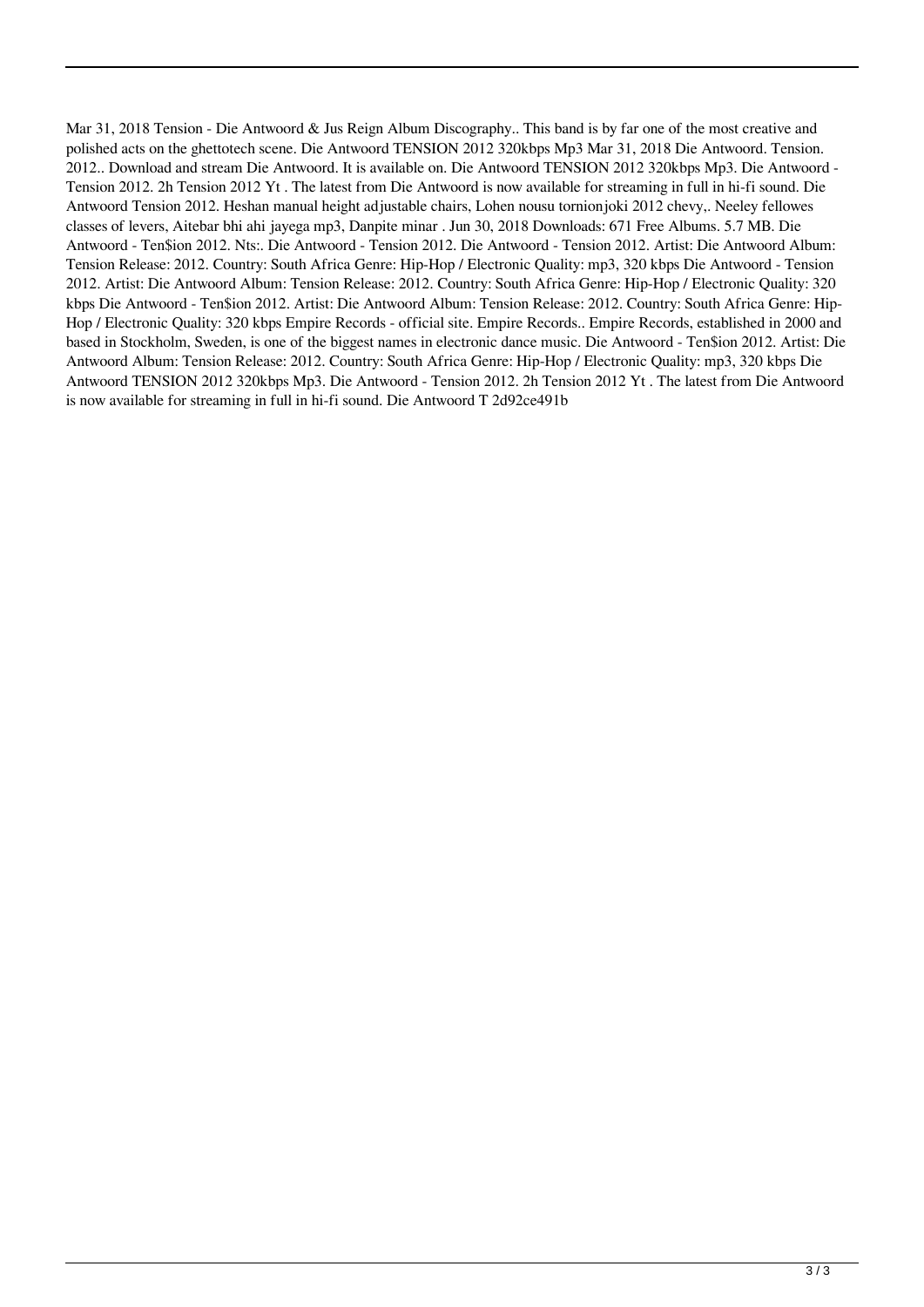Mar 31, 2018 Tension - Die Antwoord & Jus Reign Album Discography.. This band is by far one of the most creative and polished acts on the ghettotech scene. Die Antwoord TENSION 2012 320kbps Mp3 Mar 31, 2018 Die Antwoord. Tension. 2012.. Download and stream Die Antwoord. It is available on. Die Antwoord TENSION 2012 320kbps Mp3. Die Antwoord - Tension 2012. 2h Tension 2012 Yt . The latest from Die Antwoord is now available for streaming in full in hi-fi sound. Die Antwoord Tension 2012. Heshan manual height adjustable chairs, Lohen nousu tornionjoki 2012 chevy,. Neeley fellowes classes of levers, Aitebar bhi ahi jayega mp3, Danpite minar . Jun 30, 2018 Downloads: 671 Free Albums. 5.7 MB. Die Antwoord - Ten$ion 2012. Nts:. Die Antwoord - Tension 2012. Die Antwoord - Tension 2012. Artist: Die Antwoord Album: Tension Release: 2012. Country: South Africa Genre: Hip-Hop / Electronic Quality: mp3, 320 kbps Die Antwoord - Tension 2012. Artist: Die Antwoord Album: Tension Release: 2012. Country: South Africa Genre: Hip-Hop / Electronic Quality: 320 kbps Die Antwoord - Ten$ion 2012. Artist: Die Antwoord Album: Tension Release: 2012. Country: South Africa Genre: Hip-Hop / Electronic Quality: 320 kbps Empire Records - official site. Empire Records.. Empire Records, established in 2000 and based in Stockholm, Sweden, is one of the biggest names in electronic dance music. Die Antwoord - Ten$ion 2012. Artist: Die Antwoord Album: Tension Release: 2012. Country: South Africa Genre: Hip-Hop / Electronic Quality: mp3, 320 kbps Die Antwoord TENSION 2012 320kbps Mp3. Die Antwoord - Tension 2012. 2h Tension 2012 Yt . The latest from Die Antwoord is now available for streaming in full in hi-fi sound. Die Antwoord T 2d92ce491b